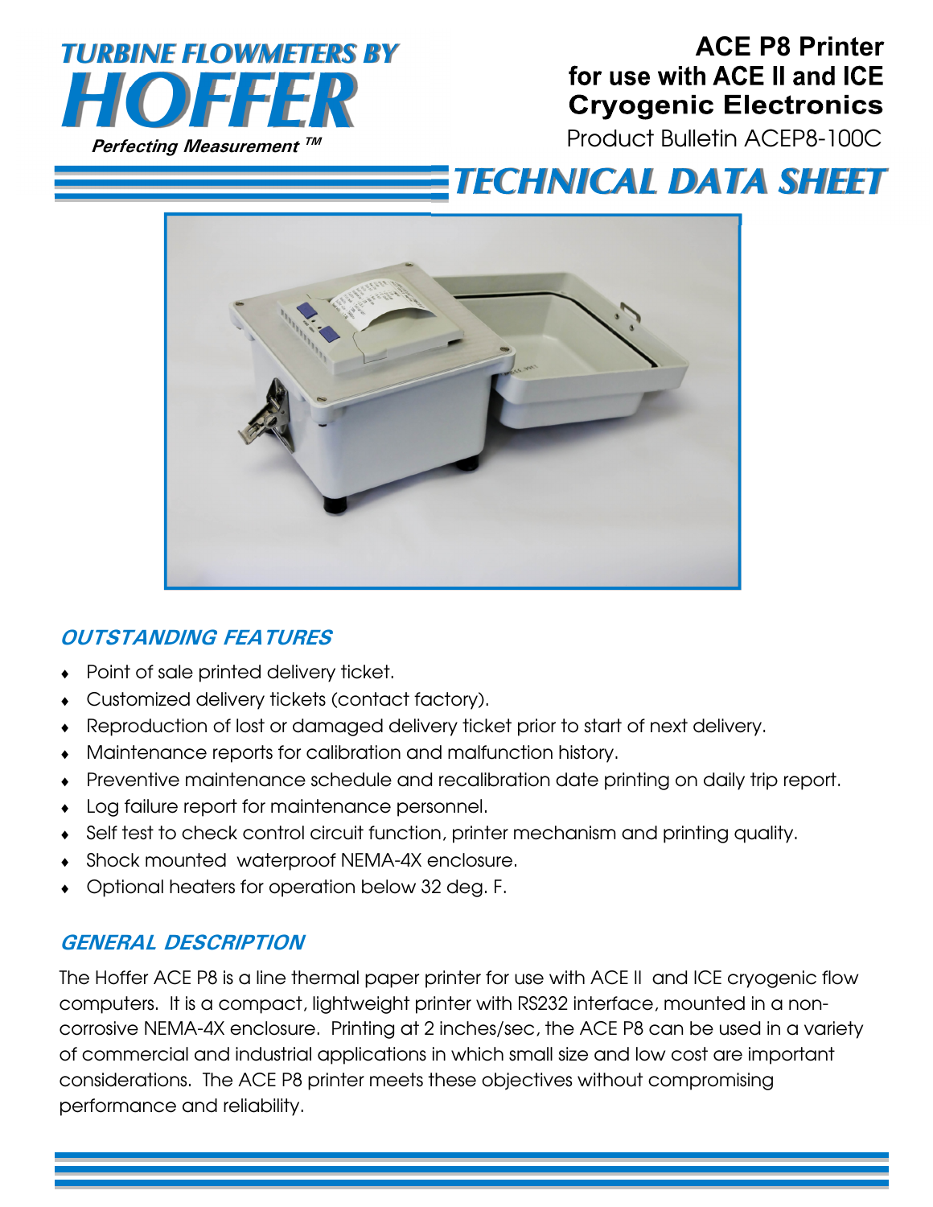**TURBINE FLOWMETERS BY**

**HOFFER**

*Perfecting Measurement ™*

# ACE P8 Printer for use with ACE II and ICE Cryogenic Electronics

Product Bulletin ACEP8-100C

## TECHNICAL DATA SHEET

## OUTSTANDING FEATURES

- Point of sale printed delivery ticket.
- Customized delivery tickets (contact factory).
- Reproduction of lost or damaged delivery ticket prior to start of next delivery.
- Maintenance reports for calibration and malfunction history.
- Preventive maintenance schedule and recalibration date printing on daily trip report.
- Log failure report for maintenance personnel.
- Self test to check control circuit function, printer mechanism and printing quality.
- Shock mounted waterproof NEMA-4X enclosure.
- Optional heaters for operation below 32 deg. F.

## GENERAL DESCRIPTION

The Hoffer ACE P8 is a line thermal paper printer for use with ACE II and ICE cryogenic flow computers. It is a compact, lightweight printer with RS232 interface, mounted in a non-corrosive NEMA-4X enclosure. Printing at 2 inches/sec, the ACE P8 can be used in a variety of commercial and industrial applications in which small size and low cost are important considerations. The ACE P8 printer meets these objectives without compromising performance and reliability.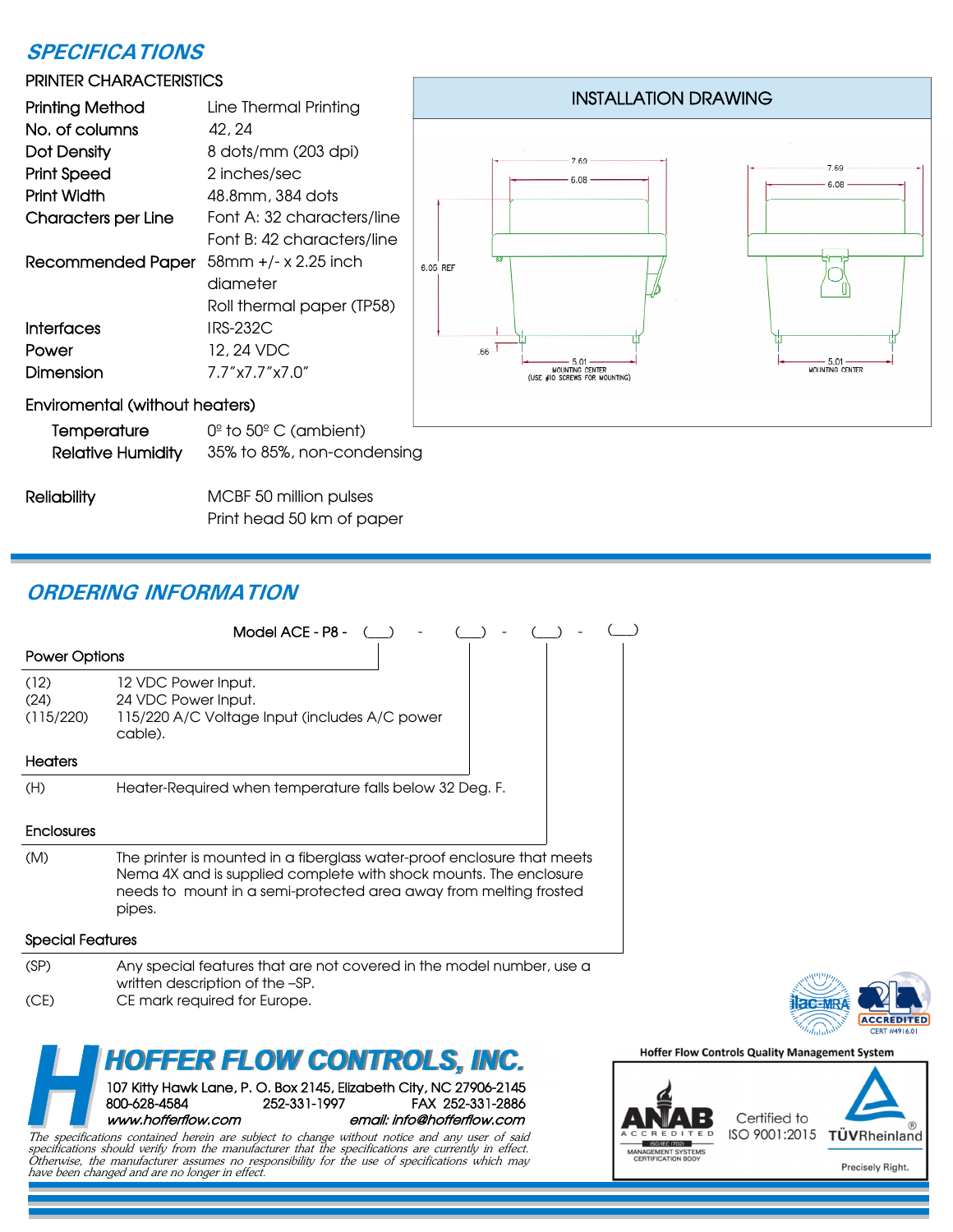## SPECIFICATIONS

### PRINTER CHARACTERISTICS

| | |
|---|---|
| Printing Method | Line Thermal Printing |
| No. of columns | 42, 24 |
| Dot Density | 8 dots/mm (203 dpi) |
| Print Speed | 2 inches/sec |
| Print Width | 48.8mm, 384 dots |
| Characters per Line | Font A: 32 characters/line<br>Font B: 42 characters/line |
| Recommended Paper | 58mm +/- x 2.25 inch diameter<br>Roll thermal paper (TP58) |
| Interfaces | IRS-232C |
| Power | 12, 24 VDC |
| Dimension | 7.7"x7.7"x7.0" |

**Enviromental (without heaters)**

| | |
|---|---|
| Temperature | 0º to 50º C (ambient) |
| Relative Humidity | 35% to 85%, non-condensing |

| | |
|---|---|
| Reliability | MCBF 50 million pulses<br>Print head 50 km of paper |

### INSTALLATION DRAWING

7.69
6.08
6.05 REF
.66
5.01
MOUNTING CENTER
(USE #10 SCREWS FOR MOUNTING)

7.69
6.08
5.01
MOUNTING CENTER

## ORDERING INFORMATION

Model ACE - P8 - (\_\_) - (\_\_) - (\_\_) - (\_\_)

**Power Options**

| | |
|---|---|
| (12) | 12 VDC Power Input. |
| (24) | 24 VDC Power Input. |
| (115/220) | 115/220 A/C Voltage Input (includes A/C power cable). |

**Heaters**

| | |
|---|---|
| (H) | Heater-Required when temperature falls below 32 Deg. F. |

**Enclosures**

| | |
|---|---|
| (M) | The printer is mounted in a fiberglass water-proof enclosure that meets Nema 4X and is supplied complete with shock mounts. The enclosure needs to mount in a semi-protected area away from melting frosted pipes. |

**Special Features**

| | |
|---|---|
| (SP) | Any special features that are not covered in the model number, use a written description of the –SP. |
| (CE) | CE mark required for Europe. |

ilac-MRA | A2LA ACCREDITED CERT #4916.01

## HOFFER FLOW CONTROLS, INC.

107 Kitty Hawk Lane, P. O. Box 2145, Elizabeth City, NC 27906-2145
800-628-4584 252-331-1997 FAX 252-331-2886
www.hofferflow.com email: info@hofferflow.com

*The specifications contained herein are subject to change without notice and any user of said specifications should verify from the manufacturer that the specifications are currently in effect. Otherwise, the manufacturer assumes no responsibility for the use of specifications which may have been changed and are no longer in effect.*

Hoffer Flow Controls Quality Management System

ANAB ACCREDITED ISO/IEC 17021 MANAGEMENT SYSTEMS CERTIFICATION BODY

Certified to ISO 9001:2015

TÜVRheinland® Precisely Right.